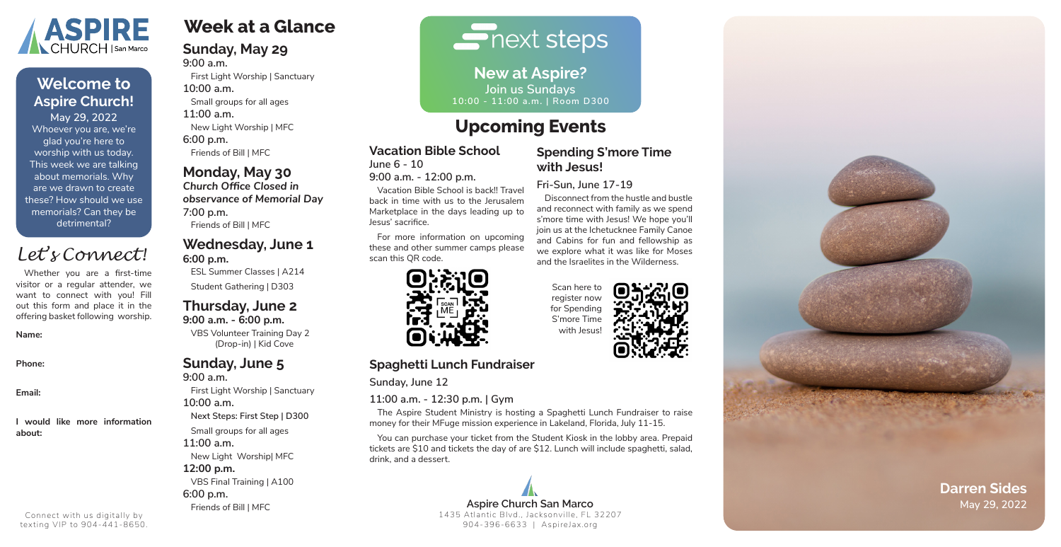# ASPIRE CHURCH | San Marco

## Welcome to Aspire Church!

May 29, 2022

Whoever you are, we're glad you're here to worship with us today. This week we are talking about memorials. Why are we drawn to create these? How should we use memorials? Can they be detrimental?

## *Let's Connect!*

Whether you are a first-time visitor or a regular attender, we want to connect with you! Fill out this form and place it in the offering basket following worship.

**Name:**

**Phone:**

**Email:**

**I would like more information about:**

Connect with us digitally by texting VIP to 904-441-8650.

# Week at a Glance

## Sunday, May 29

**9:00 a.m.**
First Light Worship | Sanctuary

**10:00 a.m.**
Small groups for all ages

**11:00 a.m.**
New Light Worship | MFC

**6:00 p.m.**
Friends of Bill | MFC

## Monday, May 30

***Church Office Closed in observance of Memorial Day***

**7:00 p.m.**
Friends of Bill | MFC

## Wednesday, June 1

**6:00 p.m.**
ESL Summer Classes | A214
Student Gathering | D303

## Thursday, June 2

**9:00 a.m. - 6:00 p.m.**
VBS Volunteer Training Day 2 (Drop-in) | Kid Cove

## Sunday, June 5

**9:00 a.m.**
First Light Worship | Sanctuary

**10:00 a.m.**
Next Steps: First Step | D300
Small groups for all ages

**11:00 a.m.**
New Light Worship| MFC

**12:00 p.m.**
VBS Final Training | A100

**6:00 p.m.**
Friends of Bill | MFC

# next steps

**New at Aspire?**
**Join us Sundays**
**10:00 - 11:00 a.m. | Room D300**

# Upcoming Events

## Vacation Bible School

**June 6 - 10**
**9:00 a.m. - 12:00 p.m.**

Vacation Bible School is back!! Travel back in time with us to the Jerusalem Marketplace in the days leading up to Jesus' sacrifice.

For more information on upcoming these and other summer camps please scan this QR code.

## Spending S'more Time with Jesus!

**Fri-Sun, June 17-19**

Disconnect from the hustle and bustle and reconnect with family as we spend s'more time with Jesus! We hope you'll join us at the Ichetucknee Family Canoe and Cabins for fun and fellowship as we explore what it was like for Moses and the Israelites in the Wilderness.

Scan here to register now for Spending S'more Time with Jesus!

## Spaghetti Lunch Fundraiser

**Sunday, June 12**

**11:00 a.m. - 12:30 p.m. | Gym**

The Aspire Student Ministry is hosting a Spaghetti Lunch Fundraiser to raise money for their MFuge mission experience in Lakeland, Florida, July 11-15.

You can purchase your ticket from the Student Kiosk in the lobby area. Prepaid tickets are $10 and tickets the day of are $12. Lunch will include spaghetti, salad, drink, and a dessert.

**Aspire Church San Marco**
1435 Atlantic Blvd., Jacksonville, FL 32207
904-396-6633 | AspireJax.org

**Darren Sides**
May 29, 2022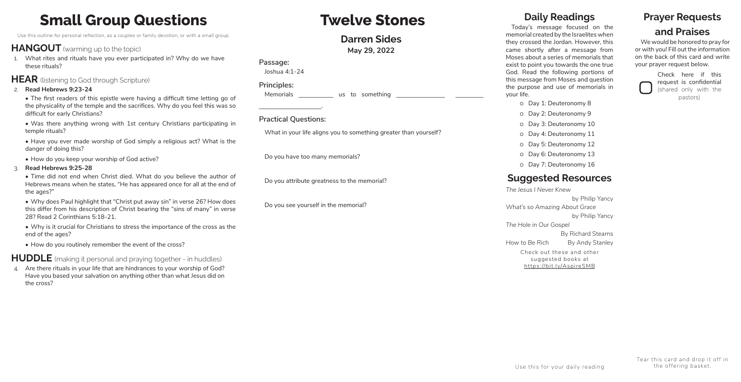# Small Group Questions

Use this outline for personal reflection, as a couples or family devotion, or with a small group.

## HANGOUT (warming up to the topic)

1. What rites and rituals have you ever participated in? Why do we have these rituals?

## HEAR (listening to God through Scripture)

2. **Read Hebrews 9:23-24**

   • The first readers of this epistle were having a difficult time letting go of the physicality of the temple and the sacrifices. Why do you feel this was so difficult for early Christians?

   • Was there anything wrong with 1st century Christians participating in temple rituals?

   • Have you ever made worship of God simply a religious act? What is the danger of doing this?

   • How do you keep your worship of God active?

3. **Read Hebrews 9:25-28**

   • Time did not end when Christ died. What do you believe the author of Hebrews means when he states, "He has appeared once for all at the end of the ages?"

   • Why does Paul highlight that "Christ put away sin" in verse 26? How does this differ from his description of Christ bearing the "sins of many" in verse 28? Read 2 Corinthians 5:18-21.

   • Why is it crucial for Christians to stress the importance of the cross as the end of the ages?

   • How do you routinely remember the event of the cross?

## HUDDLE (making it personal and praying together - in huddles)

4. Are there rituals in your life that are hindrances to your worship of God? Have you based your salvation on anything other than what Jesus did on the cross?

# Twelve Stones

## Darren Sides

**May 29, 2022**

**Passage:**

Joshua 4:1-24

**Principles:**

Memorials __________ us to something ______________ ________ __________________.

**Practical Questions:**

What in your life aligns you to something greater than yourself?

Do you have too many memorials?

Do you attribute greatness to the memorial?

Do you see yourself in the memorial?

## Daily Readings

Today's message focused on the memorial created by the Israelites when they crossed the Jordan. However, this came shortly after a message from Moses about a series of memorials that exist to point you towards the one true God. Read the following portions of this message from Moses and question the purpose and use of memorials in your life.

- o Day 1: Deuteronomy 8
- o Day 2: Deuteronomy 9
- o Day 3: Deuteronomy 10
- o Day 4: Deuteronomy 11
- o Day 5: Deuteronomy 12
- o Day 6: Deuteronomy 13
- o Day 7: Deuteronomy 16

## Suggested Resources

*The Jesus I Never Knew* by Philip Yancy

*What's so Amazing About Grace* by Philip Yancy

*The Hole in Our Gospel* By Richard Stearns

*How to Be Rich* By Andy Stanley

Check out these and other suggested books at https://bit.ly/AspireSMB

Use this for your daily reading

## Prayer Requests and Praises

We would be honored to pray for or with you! Fill out the information on the back of this card and write your prayer request below.

☐ Check here if this request is confidential (shared only with the pastors)

Tear this card and drop it off in the offering basket.